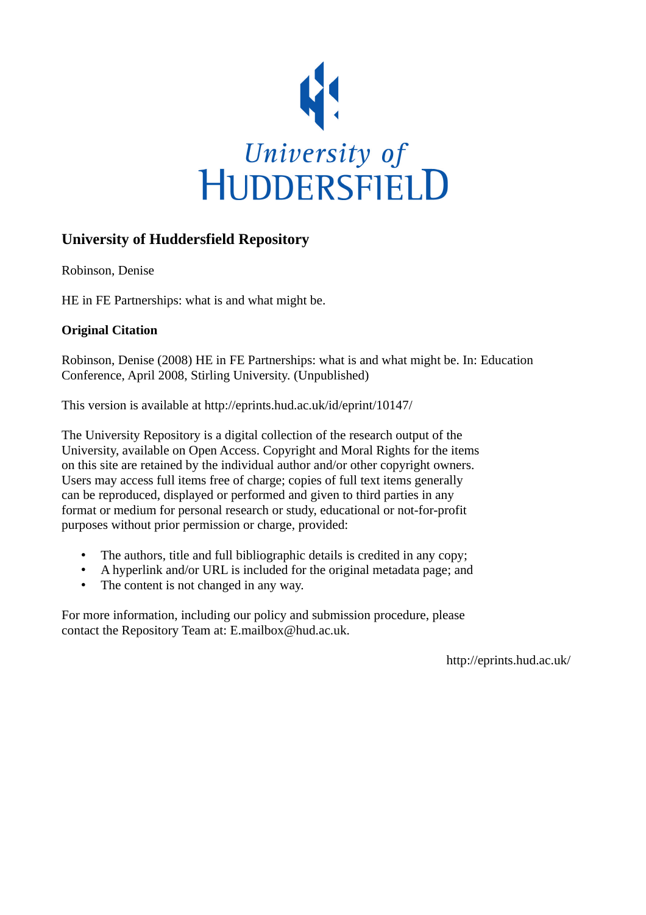University of HUDDERSFIELD

# University of Huddersfield Repository

Robinson, Denise

HE in FE Partnerships: what is and what might be.

**Original Citation**

Robinson, Denise (2008) HE in FE Partnerships: what is and what might be. In: Education Conference, April 2008, Stirling University. (Unpublished)

This version is available at http://eprints.hud.ac.uk/id/eprint/10147/

The University Repository is a digital collection of the research output of the University, available on Open Access. Copyright and Moral Rights for the items on this site are retained by the individual author and/or other copyright owners. Users may access full items free of charge; copies of full text items generally can be reproduced, displayed or performed and given to third parties in any format or medium for personal research or study, educational or not-for-profit purposes without prior permission or charge, provided:

- The authors, title and full bibliographic details is credited in any copy;
- A hyperlink and/or URL is included for the original metadata page; and
- The content is not changed in any way.

For more information, including our policy and submission procedure, please contact the Repository Team at: E.mailbox@hud.ac.uk.

http://eprints.hud.ac.uk/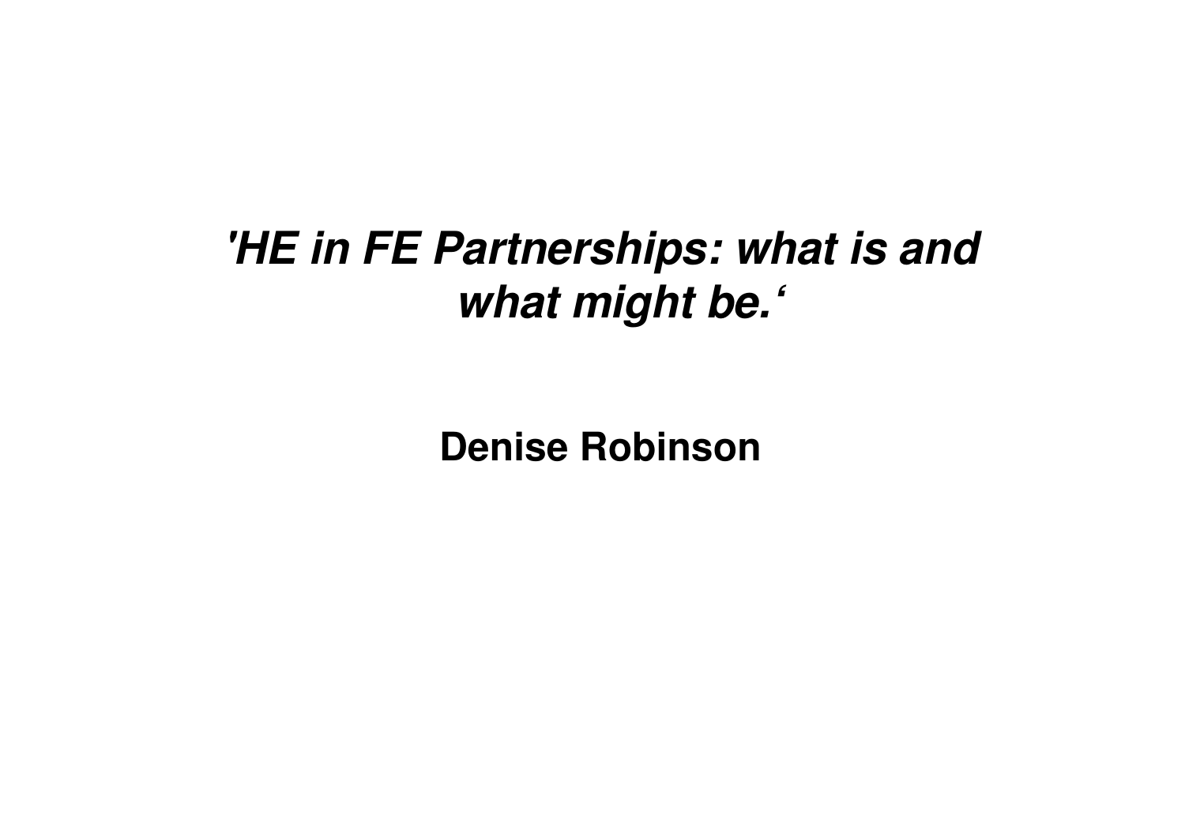# *'HE in FE Partnerships: what is and what might be.'*

**Denise Robinson**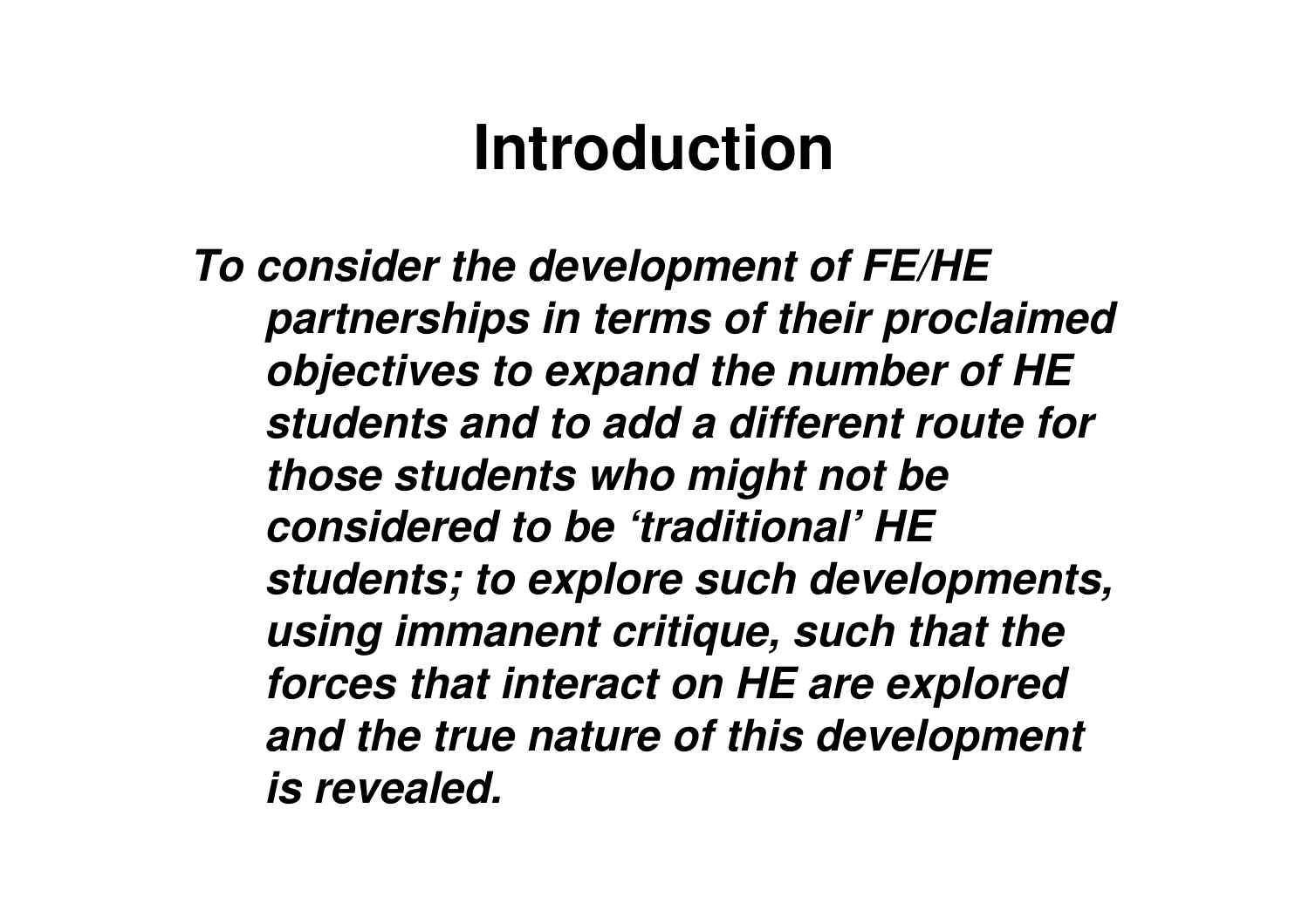# Introduction

***To consider the development of FE/HE partnerships in terms of their proclaimed objectives to expand the number of HE students and to add a different route for those students who might not be considered to be 'traditional' HE students; to explore such developments, using immanent critique, such that the forces that interact on HE are explored and the true nature of this development is revealed.***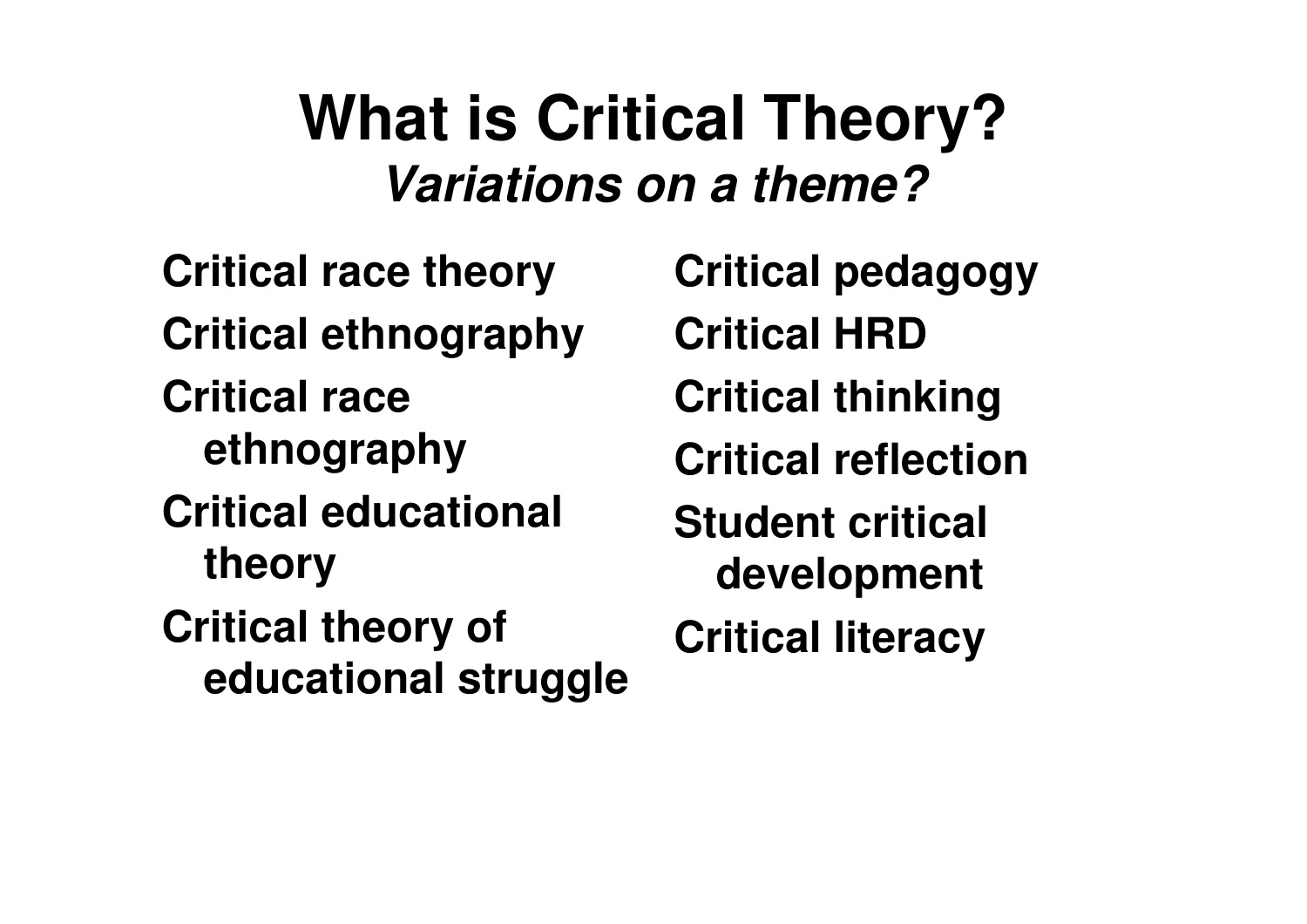# What is Critical Theory?

## *Variations on a theme?*

- Critical race theory
- Critical ethnography
- Critical race ethnography
- Critical educational theory
- Critical theory of educational struggle
- Critical pedagogy
- Critical HRD
- Critical thinking
- Critical reflection
- Student critical development
- Critical literacy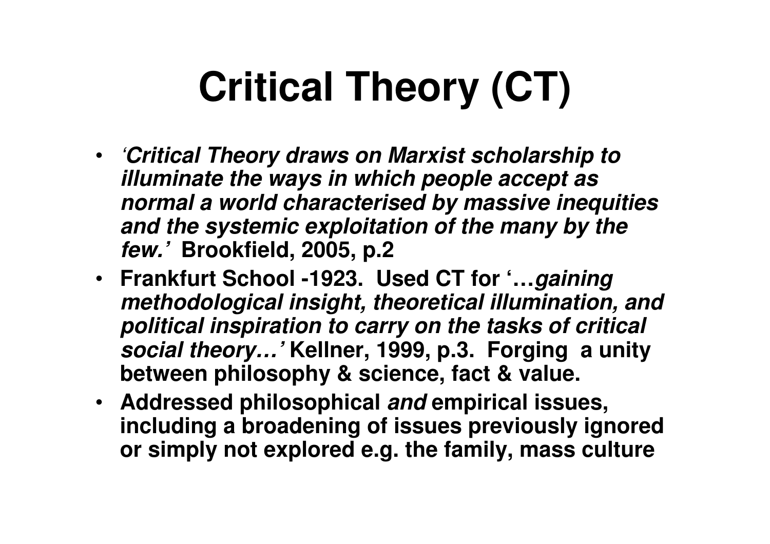# Critical Theory (CT)

- ***'Critical Theory draws on Marxist scholarship to illuminate the ways in which people accept as normal a world characterised by massive inequities and the systemic exploitation of the many by the few.'*** **Brookfield, 2005, p.2**
- **Frankfurt School -1923. Used CT for '…*gaining methodological insight, theoretical illumination, and political inspiration to carry on the tasks of critical social theory…'* Kellner, 1999, p.3. Forging a unity between philosophy & science, fact & value.**
- **Addressed philosophical *and* empirical issues, including a broadening of issues previously ignored or simply not explored e.g. the family, mass culture**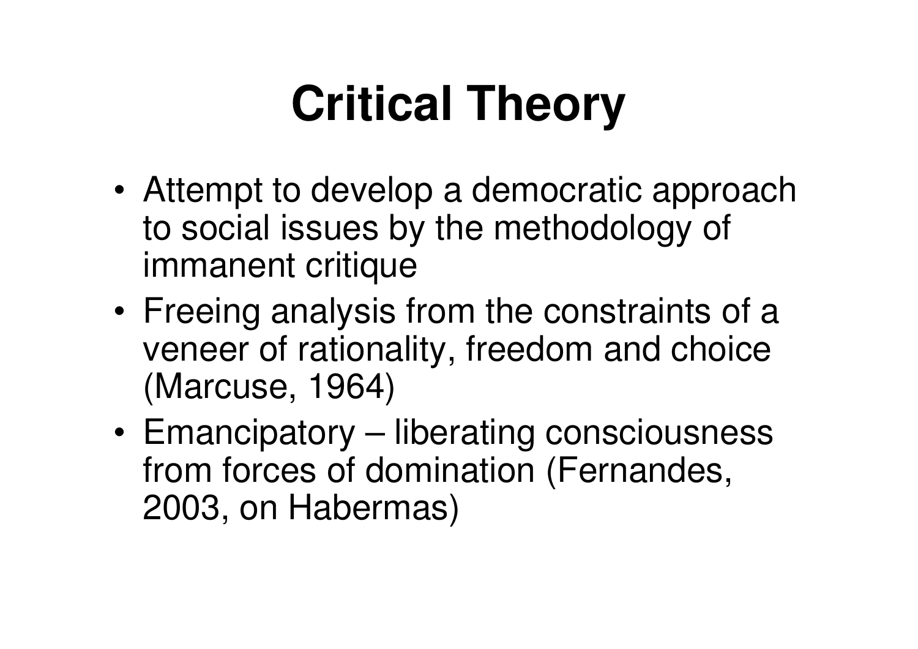# Critical Theory

- Attempt to develop a democratic approach to social issues by the methodology of immanent critique
- Freeing analysis from the constraints of a veneer of rationality, freedom and choice (Marcuse, 1964)
- Emancipatory – liberating consciousness from forces of domination (Fernandes, 2003, on Habermas)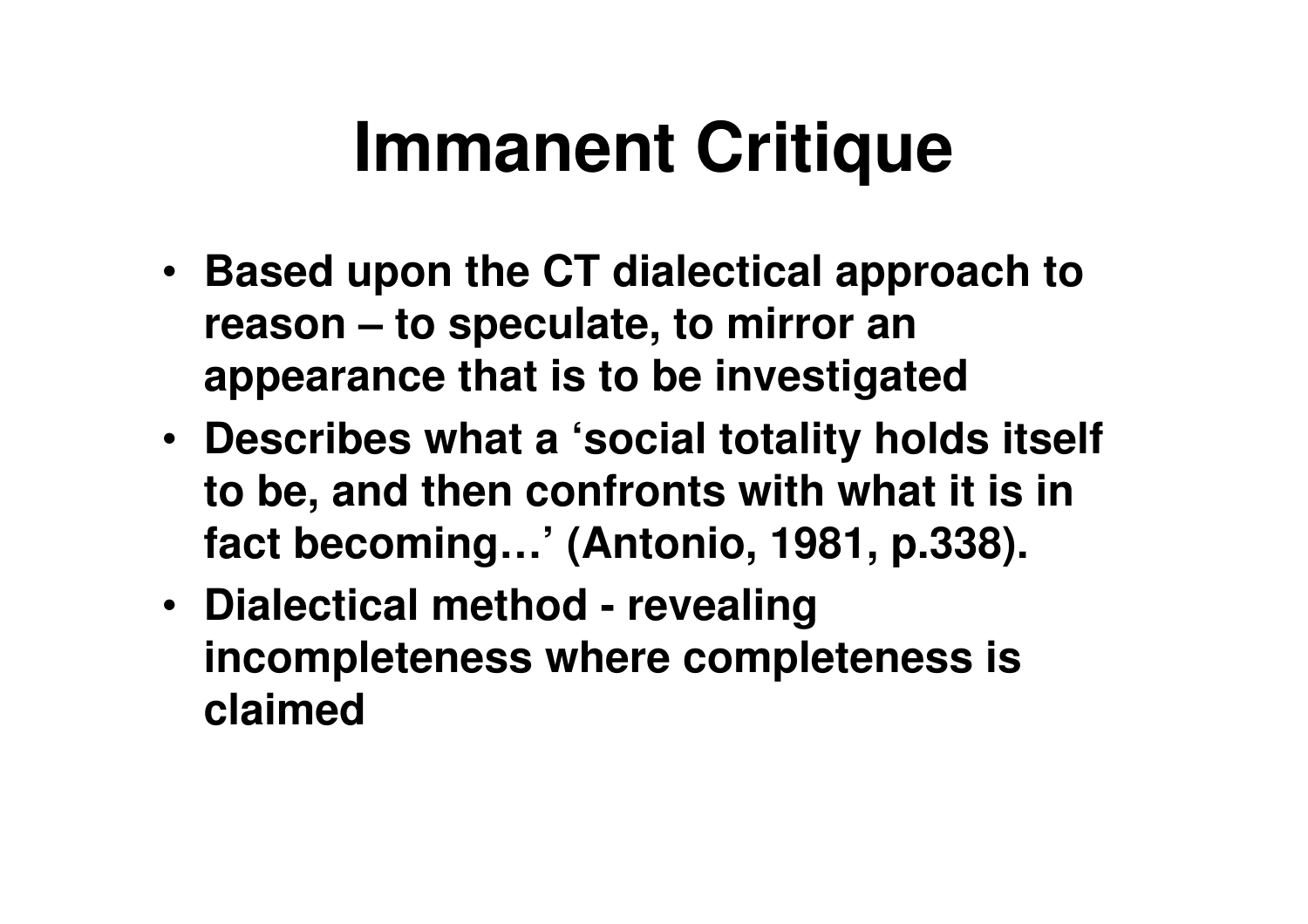# Immanent Critique

- **Based upon the CT dialectical approach to reason – to speculate, to mirror an appearance that is to be investigated**
- **Describes what a 'social totality holds itself to be, and then confronts with what it is in fact becoming…' (Antonio, 1981, p.338).**
- **Dialectical method - revealing incompleteness where completeness is claimed**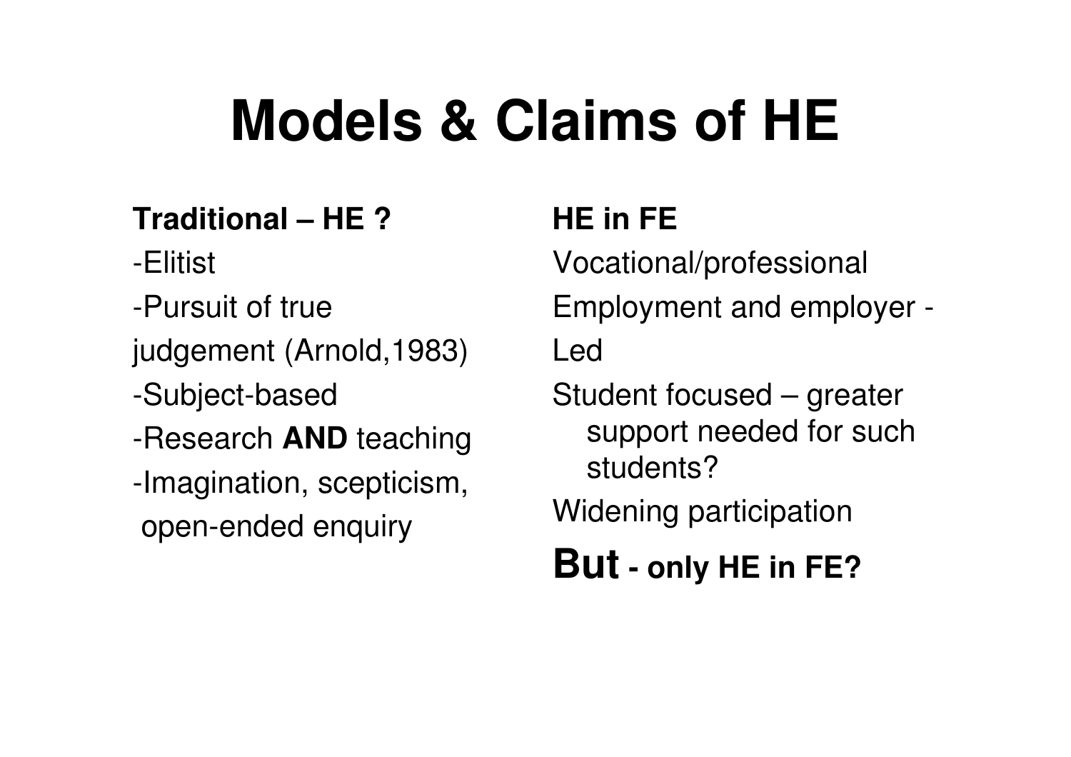# Models & Claims of HE

**Traditional – HE ?**

-Elitist

-Pursuit of true judgement (Arnold,1983)

-Subject-based

-Research **AND** teaching

-Imagination, scepticism, open-ended enquiry

**HE in FE**

Vocational/professional

Employment and employer - Led

Student focused – greater support needed for such students?

Widening participation

**But - only HE in FE?**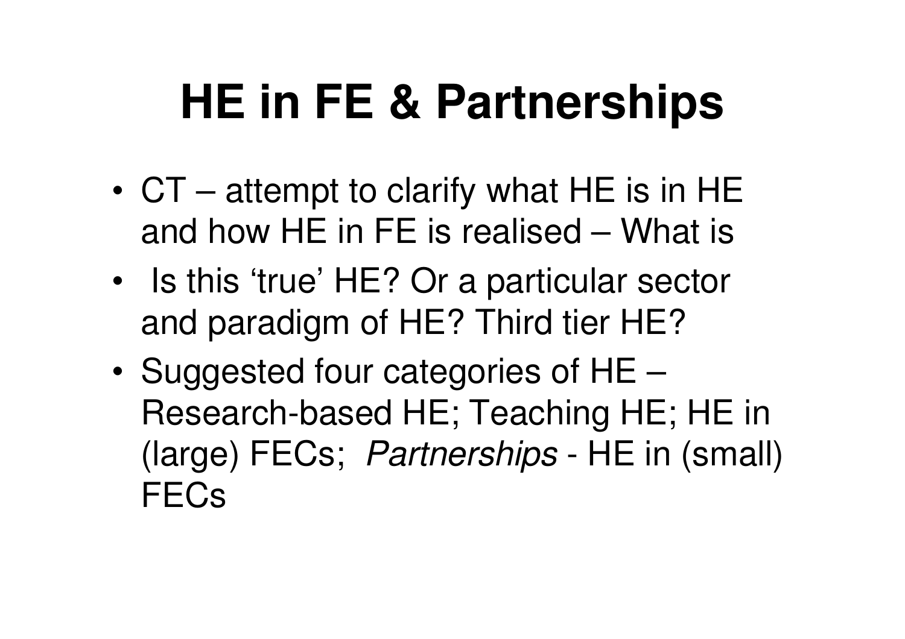# HE in FE & Partnerships

- CT – attempt to clarify what HE is in HE and how HE in FE is realised – What is
- Is this 'true' HE? Or a particular sector and paradigm of HE? Third tier HE?
- Suggested four categories of HE – Research-based HE; Teaching HE; HE in (large) FECs; *Partnerships* - HE in (small) FECs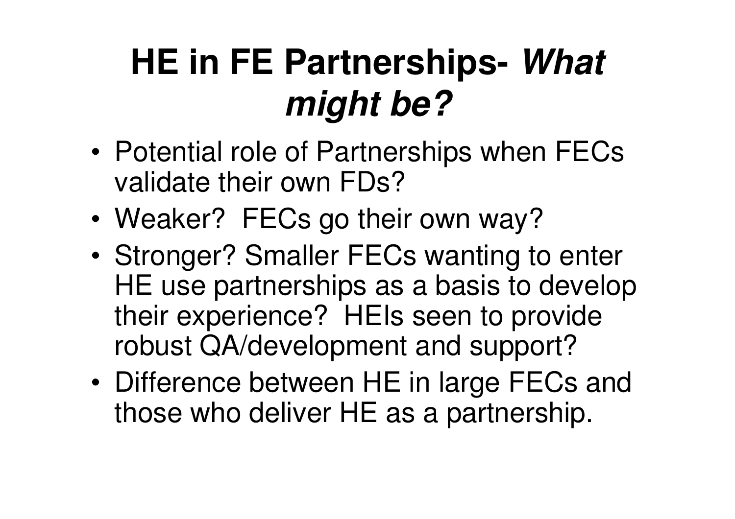# HE in FE Partnerships- *What might be?*

- Potential role of Partnerships when FECs validate their own FDs?
- Weaker? FECs go their own way?
- Stronger? Smaller FECs wanting to enter HE use partnerships as a basis to develop their experience? HEIs seen to provide robust QA/development and support?
- Difference between HE in large FECs and those who deliver HE as a partnership.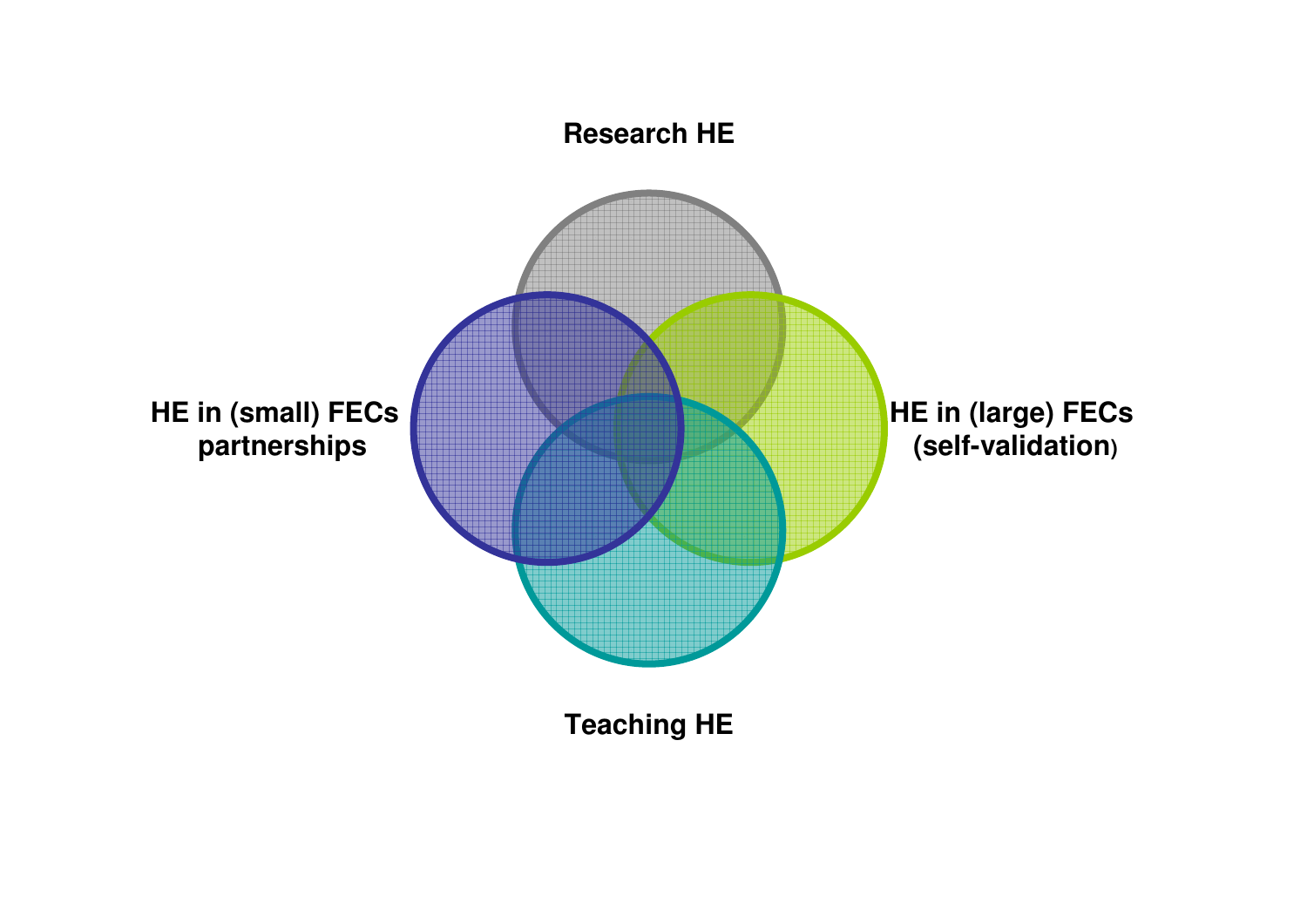Research HE

HE in (small) FECs partnerships

HE in (large) FECs (self-validation)

Teaching HE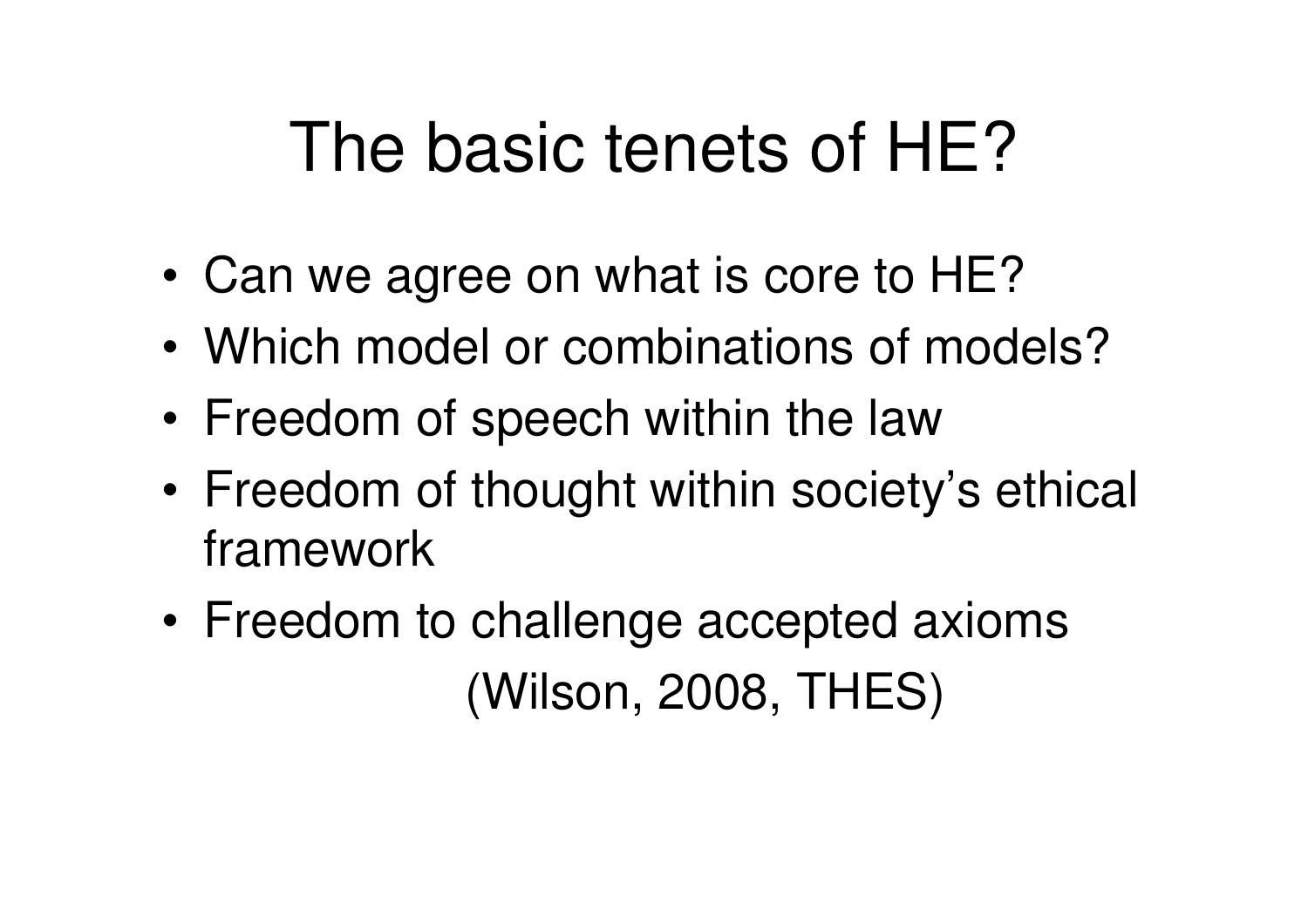# The basic tenets of HE?

- Can we agree on what is core to HE?
- Which model or combinations of models?
- Freedom of speech within the law
- Freedom of thought within society's ethical framework
- Freedom to challenge accepted axioms

(Wilson, 2008, THES)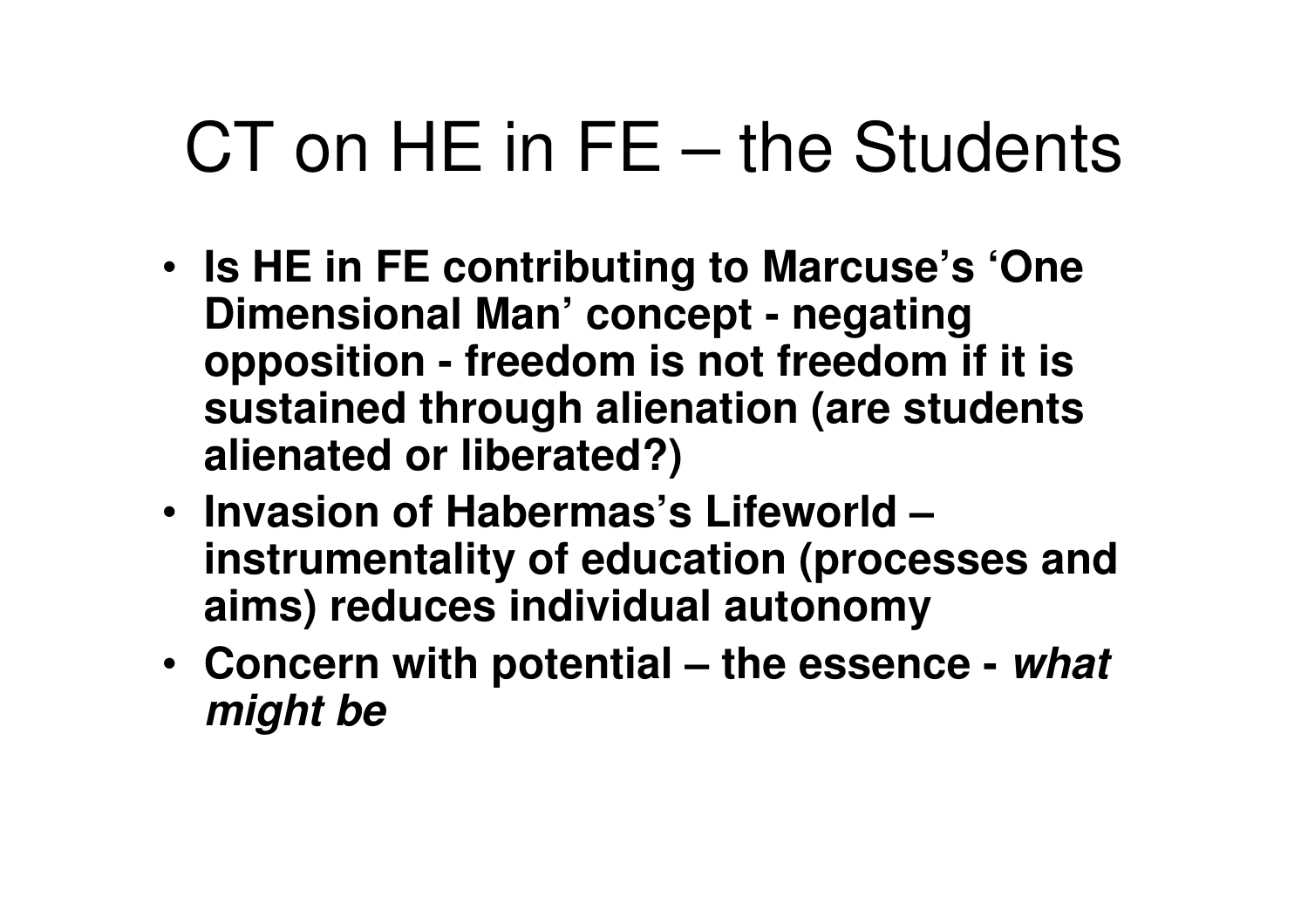# CT on HE in FE – the Students

- **Is HE in FE contributing to Marcuse's 'One Dimensional Man' concept - negating opposition - freedom is not freedom if it is sustained through alienation (are students alienated or liberated?)**
- **Invasion of Habermas's Lifeworld – instrumentality of education (processes and aims) reduces individual autonomy**
- **Concern with potential – the essence - *what might be***